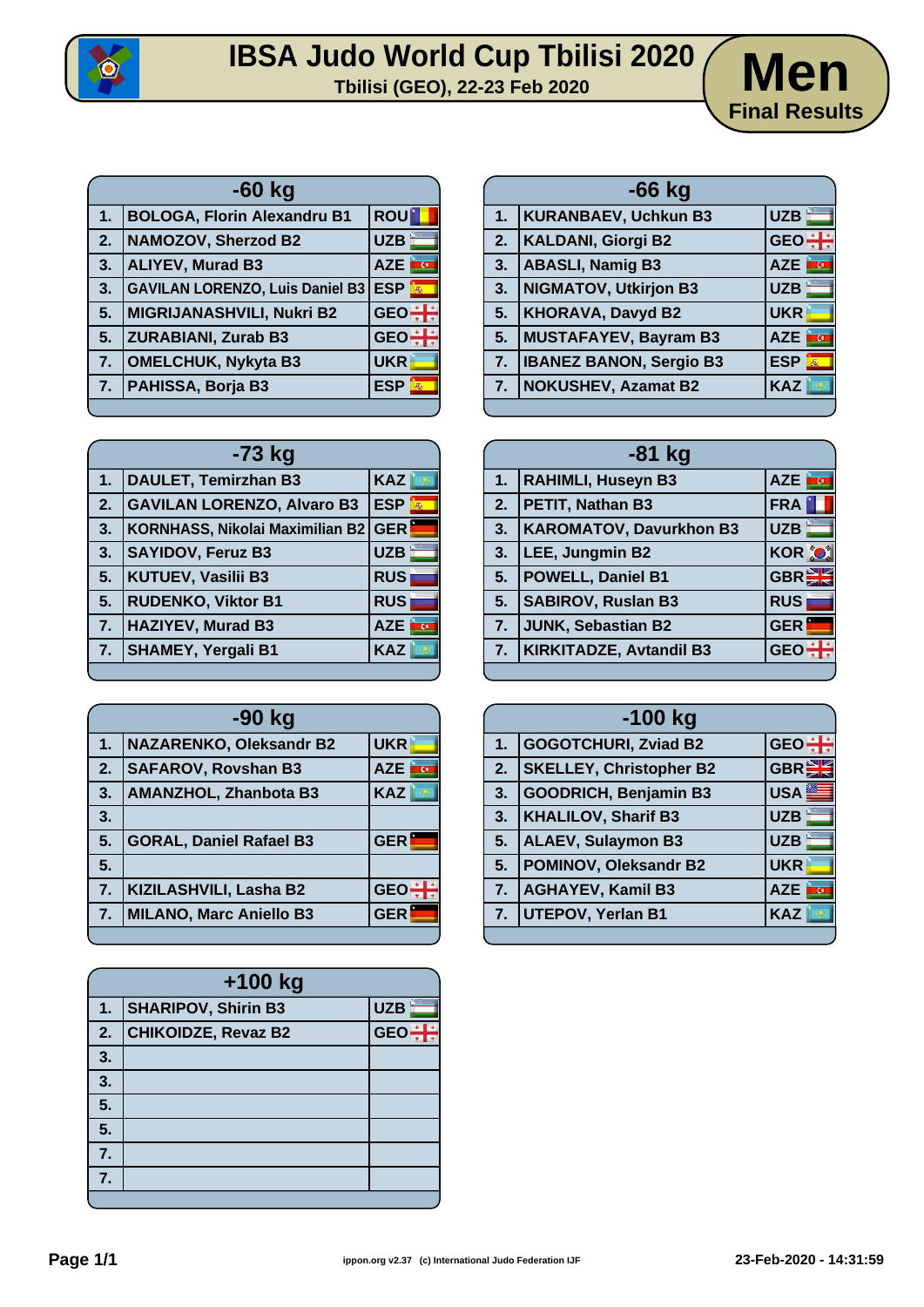# IBSA Judo World Cup Tbilisi 2020

**Tbilisi (GEO), 22-23 Feb 2020**

## Men
**Final Results**

| -60 kg | | |
|---|---|---|
| 1. | BOLOGA, Florin Alexandru B1 | ROU |
| 2. | NAMOZOV, Sherzod B2 | UZB |
| 3. | ALIYEV, Murad B3 | AZE |
| 3. | GAVILAN LORENZO, Luis Daniel B3 | ESP |
| 5. | MIGRIJANASHVILI, Nukri B2 | GEO |
| 5. | ZURABIANI, Zurab B3 | GEO |
| 7. | OMELCHUK, Nykyta B3 | UKR |
| 7. | PAHISSA, Borja B3 | ESP |

| -66 kg | | |
|---|---|---|
| 1. | KURANBAEV, Uchkun B3 | UZB |
| 2. | KALDANI, Giorgi B2 | GEO |
| 3. | ABASLI, Namig B3 | AZE |
| 3. | NIGMATOV, Utkirjon B3 | UZB |
| 5. | KHORAVA, Davyd B2 | UKR |
| 5. | MUSTAFAYEV, Bayram B3 | AZE |
| 7. | IBANEZ BANON, Sergio B3 | ESP |
| 7. | NOKUSHEV, Azamat B2 | KAZ |

| -73 kg | | |
|---|---|---|
| 1. | DAULET, Temirzhan B3 | KAZ |
| 2. | GAVILAN LORENZO, Alvaro B3 | ESP |
| 3. | KORNHASS, Nikolai Maximilian B2 | GER |
| 3. | SAYIDOV, Feruz B3 | UZB |
| 5. | KUTUEV, Vasilii B3 | RUS |
| 5. | RUDENKO, Viktor B1 | RUS |
| 7. | HAZIYEV, Murad B3 | AZE |
| 7. | SHAMEY, Yergali B1 | KAZ |

| -81 kg | | |
|---|---|---|
| 1. | RAHIMLI, Huseyn B3 | AZE |
| 2. | PETIT, Nathan B3 | FRA |
| 3. | KAROMATOV, Davurkhon B3 | UZB |
| 3. | LEE, Jungmin B2 | KOR |
| 5. | POWELL, Daniel B1 | GBR |
| 5. | SABIROV, Ruslan B3 | RUS |
| 7. | JUNK, Sebastian B2 | GER |
| 7. | KIRKITADZE, Avtandil B3 | GEO |

| -90 kg | | |
|---|---|---|
| 1. | NAZARENKO, Oleksandr B2 | UKR |
| 2. | SAFAROV, Rovshan B3 | AZE |
| 3. | AMANZHOL, Zhanbota B3 | KAZ |
| 3. | | |
| 5. | GORAL, Daniel Rafael B3 | GER |
| 5. | | |
| 7. | KIZILASHVILI, Lasha B2 | GEO |
| 7. | MILANO, Marc Aniello B3 | GER |

| -100 kg | | |
|---|---|---|
| 1. | GOGOTCHURI, Zviad B2 | GEO |
| 2. | SKELLEY, Christopher B2 | GBR |
| 3. | GOODRICH, Benjamin B3 | USA |
| 3. | KHALILOV, Sharif B3 | UZB |
| 5. | ALAEV, Sulaymon B3 | UZB |
| 5. | POMINOV, Oleksandr B2 | UKR |
| 7. | AGHAYEV, Kamil B3 | AZE |
| 7. | UTEPOV, Yerlan B1 | KAZ |

| +100 kg | | |
|---|---|---|
| 1. | SHARIPOV, Shirin B3 | UZB |
| 2. | CHIKOIDZE, Revaz B2 | GEO |
| 3. | | |
| 3. | | |
| 5. | | |
| 5. | | |
| 7. | | |
| 7. | | |

ippon.org v2.37 (c) International Judo Federation IJF

23-Feb-2020 - 14:31:59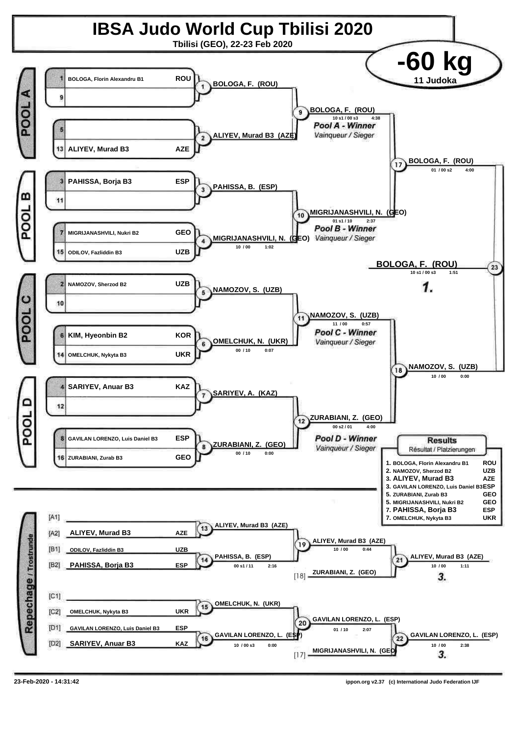# IBSA Judo World Cup Tbilisi 2020

**Tbilisi (GEO), 22-23 Feb 2020**

## -60 kg

**11 Judoka**

### POOL A

| Seed | Name | Country |
|---|---|---|
| 1 | BOLOGA, Florin Alexandru B1 | ROU |
| 9 | | |
| 5 | | |
| 13 | ALIYEV, Murad B3 | AZE |

- Match 1: BOLOGA, F. (ROU)
- Match 2: ALIYEV, Murad B3 (AZE)
- Match 9: BOLOGA, F. (ROU) — 10 s1 / 00 s3 — 4:38
  - *Pool A - Winner* / *Vainqueur / Sieger*

### POOL B

| Seed | Name | Country |
|---|---|---|
| 3 | PAHISSA, Borja B3 | ESP |
| 11 | | |
| 7 | MIGRIJANASHVILI, Nukri B2 | GEO |
| 15 | ODILOV, Fazliddin B3 | UZB |

- Match 3: PAHISSA, B. (ESP)
- Match 4: MIGRIJANASHVILI, N. (GEO) — 10 / 00 — 1:02
- Match 10: MIGRIJANASHVILI, N. (GEO) — 01 s1 / 10 — 2:37
  - *Pool B - Winner* / *Vainqueur / Sieger*

### POOL C

| Seed | Name | Country |
|---|---|---|
| 2 | NAMOZOV, Sherzod B2 | UZB |
| 10 | | |
| 6 | KIM, Hyeonbin B2 | KOR |
| 14 | OMELCHUK, Nykyta B3 | UKR |

- Match 5: NAMOZOV, S. (UZB)
- Match 6: OMELCHUK, N. (UKR) — 00 / 10 — 0:07
- Match 11: NAMOZOV, S. (UZB) — 11 / 00 — 0:57
  - *Pool C - Winner* / *Vainqueur / Sieger*

### POOL D

| Seed | Name | Country |
|---|---|---|
| 4 | SARIYEV, Anuar B3 | KAZ |
| 12 | | |
| 8 | GAVILAN LORENZO, Luis Daniel B3 | ESP |
| 16 | ZURABIANI, Zurab B3 | GEO |

- Match 7: SARIYEV, A. (KAZ)
- Match 8: ZURABIANI, Z. (GEO) — 00 / 10 — 0:00
- Match 12: ZURABIANI, Z. (GEO) — 00 s2 / 01 — 4:00
  - *Pool D - Winner* / *Vainqueur / Sieger*

### Semi-finals and Final

- Match 17: BOLOGA, F. (ROU) — 01 / 00 s2 — 4:00
- Match 18: NAMOZOV, S. (UZB) — 10 / 00 — 0:00
- Match 23: **BOLOGA, F. (ROU)** — 10 s1 / 00 s3 — 1:51 — **1.**

### Repechage / Trostrunde

| Slot | Name | Country |
|---|---|---|
| [A1] | | |
| [A2] | ALIYEV, Murad B3 | AZE |
| [B1] | ODILOV, Fazliddin B3 | UZB |
| [B2] | PAHISSA, Borja B3 | ESP |
| [C1] | | |
| [C2] | OMELCHUK, Nykyta B3 | UKR |
| [D1] | GAVILAN LORENZO, Luis Daniel B3 | ESP |
| [D2] | SARIYEV, Anuar B3 | KAZ |

- Match 13: ALIYEV, Murad B3 (AZE)
- Match 14: PAHISSA, B. (ESP) — 00 s1 / 11 — 2:16
- Match 19: ALIYEV, Murad B3 (AZE) — 10 / 00 — 0:44
- [18] ZURABIANI, Z. (GEO)
- Match 21: ALIYEV, Murad B3 (AZE) — 10 / 00 — 1:11 — **3.**
- Match 15: OMELCHUK, N. (UKR)
- Match 16: GAVILAN LORENZO, L. (ESP) — 10 / 00 s3 — 0:00
- Match 20: GAVILAN LORENZO, L. (ESP) — 01 / 10 — 2:07
- [17] MIGRIJANASHVILI, N. (GEO)
- Match 22: GAVILAN LORENZO, L. (ESP) — 10 / 00 — 2:38 — **3.**

### Results
*Résultat / Platzierungen*

| Place | Name | Country |
|---|---|---|
| 1. | BOLOGA, Florin Alexandru B1 | ROU |
| 2. | NAMOZOV, Sherzod B2 | UZB |
| 3. | ALIYEV, Murad B3 | AZE |
| 3. | GAVILAN LORENZO, Luis Daniel B3 | ESP |
| 5. | ZURABIANI, Zurab B3 | GEO |
| 5. | MIGRIJANASHVILI, Nukri B2 | GEO |
| 7. | PAHISSA, Borja B3 | ESP |
| 7. | OMELCHUK, Nykyta B3 | UKR |

23-Feb-2020 - 14:31:42 — ippon.org v2.37 (c) International Judo Federation IJF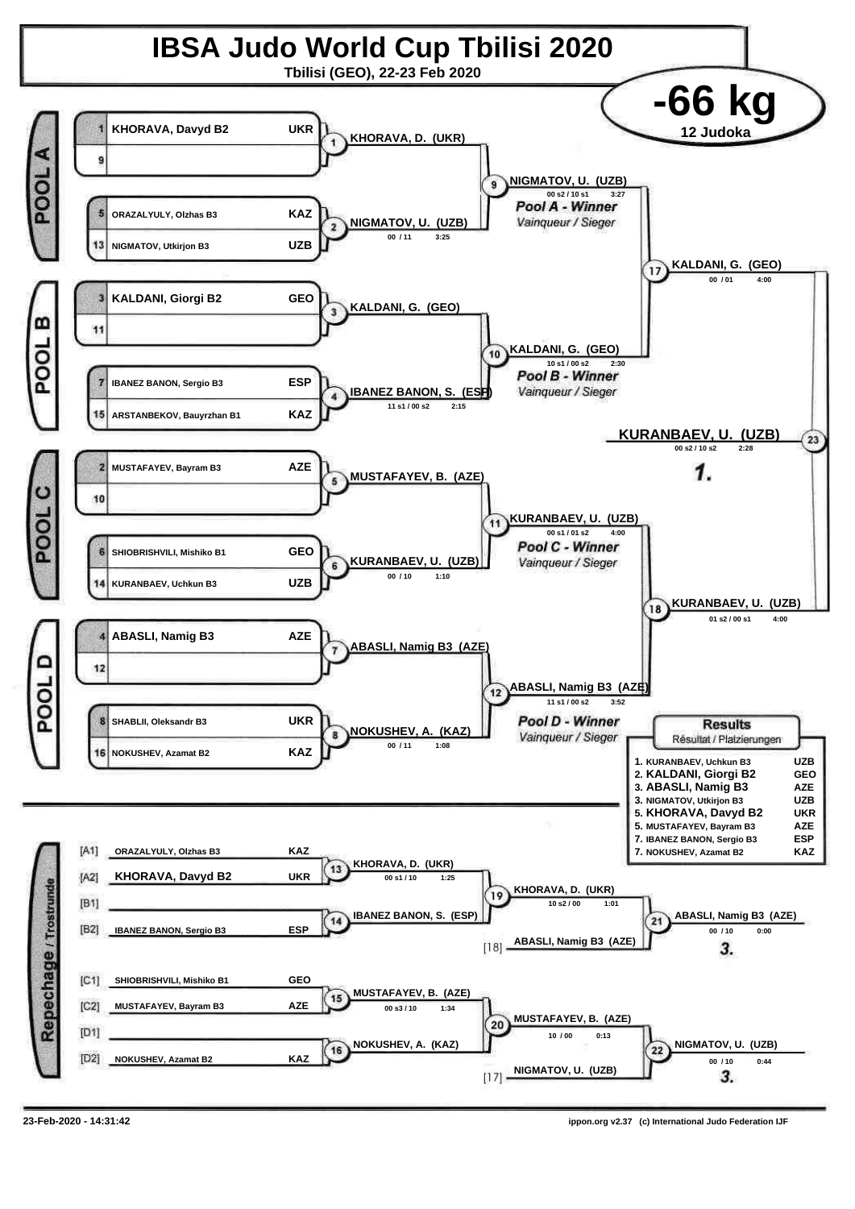# IBSA Judo World Cup Tbilisi 2020

Tbilisi (GEO), 22-23 Feb 2020

## -66 kg

12 Judoka

### Pool A

| Seed | Name | Country |
|---|---|---|
| 1 | KHORAVA, Davyd B2 | UKR |
| 9 | | |
| 5 | ORAZALYULY, Olzhas B3 | KAZ |
| 13 | NIGMATOV, Utkirjon B3 | UZB |

- Contest 1: KHORAVA, D. (UKR)
- Contest 2: NIGMATOV, U. (UZB) — 00 / 11 — 3:25
- Contest 9: NIGMATOV, U. (UZB) — 00 s2 / 10 s1 — 3:27

*Pool A - Winner* / *Vainqueur / Sieger*

### Pool B

| Seed | Name | Country |
|---|---|---|
| 3 | KALDANI, Giorgi B2 | GEO |
| 11 | | |
| 7 | IBANEZ BANON, Sergio B3 | ESP |
| 15 | ARSTANBEKOV, Bauyrzhan B1 | KAZ |

- Contest 3: KALDANI, G. (GEO)
- Contest 4: IBANEZ BANON, S. (ESP) — 11 s1 / 00 s2 — 2:15
- Contest 10: KALDANI, G. (GEO) — 10 s1 / 00 s2 — 2:30

*Pool B - Winner* / *Vainqueur / Sieger*

- Contest 17: KALDANI, G. (GEO) — 00 / 01 — 4:00

### Pool C

| Seed | Name | Country |
|---|---|---|
| 2 | MUSTAFAYEV, Bayram B3 | AZE |
| 10 | | |
| 6 | SHIOBRISHVILI, Mishiko B1 | GEO |
| 14 | KURANBAEV, Uchkun B3 | UZB |

- Contest 5: MUSTAFAYEV, B. (AZE)
- Contest 6: KURANBAEV, U. (UZB) — 00 / 10 — 1:10
- Contest 11: KURANBAEV, U. (UZB) — 00 s1 / 01 s2 — 4:00

*Pool C - Winner* / *Vainqueur / Sieger*

### Pool D

| Seed | Name | Country |
|---|---|---|
| 4 | ABASLI, Namig B3 | AZE |
| 12 | | |
| 8 | SHABLII, Oleksandr B3 | UKR |
| 16 | NOKUSHEV, Azamat B2 | KAZ |

- Contest 7: ABASLI, Namig B3 (AZE)
- Contest 8: NOKUSHEV, A. (KAZ) — 00 / 11 — 1:08
- Contest 12: ABASLI, Namig B3 (AZE) — 11 s1 / 00 s2 — 3:52

*Pool D - Winner* / *Vainqueur / Sieger*

- Contest 18: KURANBAEV, U. (UZB) — 01 s2 / 00 s1 — 4:00

### Final

- Contest 23: **KURANBAEV, U. (UZB)** — 00 s2 / 10 s2 — 2:28 — **1.**

### Results / Résultat / Platzierungen

| Place | Name | Country |
|---|---|---|
| 1. | KURANBAEV, Uchkun B3 | UZB |
| 2. | KALDANI, Giorgi B2 | GEO |
| 3. | ABASLI, Namig B3 | AZE |
| 3. | NIGMATOV, Utkirjon B3 | UZB |
| 5. | KHORAVA, Davyd B2 | UKR |
| 5. | MUSTAFAYEV, Bayram B3 | AZE |
| 7. | IBANEZ BANON, Sergio B3 | ESP |
| 7. | NOKUSHEV, Azamat B2 | KAZ |

### Repechage / Trostrunde

| Slot | Name | Country |
|---|---|---|
| [A1] | ORAZALYULY, Olzhas B3 | KAZ |
| [A2] | KHORAVA, Davyd B2 | UKR |
| [B1] | | |
| [B2] | IBANEZ BANON, Sergio B3 | ESP |
| [C1] | SHIOBRISHVILI, Mishiko B1 | GEO |
| [C2] | MUSTAFAYEV, Bayram B3 | AZE |
| [D1] | | |
| [D2] | NOKUSHEV, Azamat B2 | KAZ |

- Contest 13: KHORAVA, D. (UKR) — 00 s1 / 10 — 1:25
- Contest 14: IBANEZ BANON, S. (ESP)
- Contest 19: KHORAVA, D. (UKR) — 10 s2 / 00 — 1:01
- [18] ABASLI, Namig B3 (AZE)
- Contest 21: ABASLI, Namig B3 (AZE) — 00 / 10 — 0:00 — **3.**
- Contest 15: MUSTAFAYEV, B. (AZE) — 00 s3 / 10 — 1:34
- Contest 16: NOKUSHEV, A. (KAZ)
- Contest 20: MUSTAFAYEV, B. (AZE) — 10 / 00 — 0:13
- [17] NIGMATOV, U. (UZB)
- Contest 22: NIGMATOV, U. (UZB) — 00 / 10 — 0:44 — **3.**

23-Feb-2020 - 14:31:42 — ippon.org v2.37 (c) International Judo Federation IJF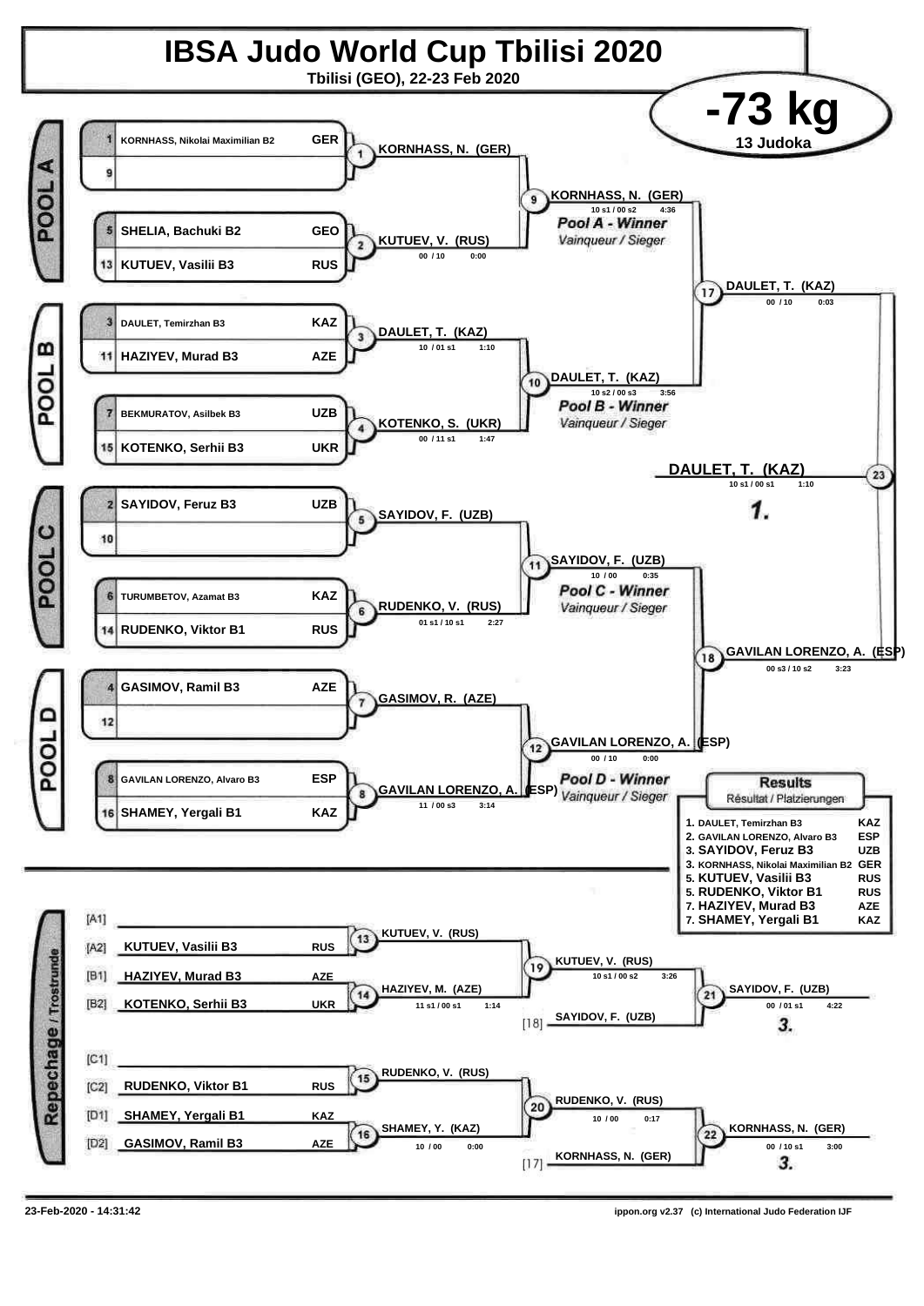# IBSA Judo World Cup Tbilisi 2020

Tbilisi (GEO), 22-23 Feb 2020

## -73 kg

13 Judoka

### POOL A

| Seed | Name | Country |
|---|---|---|
| 1 | KORNHASS, Nikolai Maximilian B2 | GER |
| 9 | | |
| 5 | SHELIA, Bachuki B2 | GEO |
| 13 | KUTUEV, Vasilii B3 | RUS |

- Match 1: KORNHASS, N. (GER)
- Match 2: KUTUEV, V. (RUS) — 00 / 10 — 0:00
- Match 9: KORNHASS, N. (GER) — 10 s1 / 00 s2 — 4:36

*Pool A - Winner*
*Vainqueur / Sieger*

### POOL B

| Seed | Name | Country |
|---|---|---|
| 3 | DAULET, Temirzhan B3 | KAZ |
| 11 | HAZIYEV, Murad B3 | AZE |
| 7 | BEKMURATOV, Asilbek B3 | UZB |
| 15 | KOTENKO, Serhii B3 | UKR |

- Match 3: DAULET, T. (KAZ) — 10 / 01 s1 — 1:10
- Match 4: KOTENKO, S. (UKR) — 00 / 11 s1 — 1:47
- Match 10: DAULET, T. (KAZ) — 10 s2 / 00 s3 — 3:56

*Pool B - Winner*
*Vainqueur / Sieger*

- Match 17: DAULET, T. (KAZ) — 00 / 10 — 0:03

### POOL C

| Seed | Name | Country |
|---|---|---|
| 2 | SAYIDOV, Feruz B3 | UZB |
| 10 | | |
| 6 | TURUMBETOV, Azamat B3 | KAZ |
| 14 | RUDENKO, Viktor B1 | RUS |

- Match 5: SAYIDOV, F. (UZB)
- Match 6: RUDENKO, V. (RUS) — 01 s1 / 10 s1 — 2:27
- Match 11: SAYIDOV, F. (UZB) — 10 / 00 — 0:35

*Pool C - Winner*
*Vainqueur / Sieger*

### POOL D

| Seed | Name | Country |
|---|---|---|
| 4 | GASIMOV, Ramil B3 | AZE |
| 12 | | |
| 8 | GAVILAN LORENZO, Alvaro B3 | ESP |
| 16 | SHAMEY, Yergali B1 | KAZ |

- Match 7: GASIMOV, R. (AZE)
- Match 8: GAVILAN LORENZO, A. (ESP) — 11 / 00 s3 — 3:14
- Match 12: GAVILAN LORENZO, A. (ESP) — 00 / 10 — 0:00

*Pool D - Winner*
*Vainqueur / Sieger*

- Match 18: GAVILAN LORENZO, A. (ESP) — 00 s3 / 10 s2 — 3:23

### Final

- Match 23: DAULET, T. (KAZ) — 10 s1 / 00 s1 — 1:10 — **1.**

### Repechage / Trostrunde

| | Name | Country |
|---|---|---|
| [A1] | | |
| [A2] | KUTUEV, Vasilii B3 | RUS |
| [B1] | HAZIYEV, Murad B3 | AZE |
| [B2] | KOTENKO, Serhii B3 | UKR |
| [C1] | | |
| [C2] | RUDENKO, Viktor B1 | RUS |
| [D1] | SHAMEY, Yergali B1 | KAZ |
| [D2] | GASIMOV, Ramil B3 | AZE |

- Match 13: KUTUEV, V. (RUS)
- Match 14: HAZIYEV, M. (AZE) — 11 s1 / 00 s1 — 1:14
- Match 19: KUTUEV, V. (RUS) — 10 s1 / 00 s2 — 3:26
- [18] SAYIDOV, F. (UZB)
- Match 21: SAYIDOV, F. (UZB) — 00 / 01 s1 — 4:22 — **3.**
- Match 15: RUDENKO, V. (RUS)
- Match 16: SHAMEY, Y. (KAZ) — 10 / 00 — 0:00
- Match 20: RUDENKO, V. (RUS) — 10 / 00 — 0:17
- [17] KORNHASS, N. (GER)
- Match 22: KORNHASS, N. (GER) — 00 / 10 s1 — 3:00 — **3.**

### Results
Résultat / Platzierungen

| Place | Name | Country |
|---|---|---|
| 1. | DAULET, Temirzhan B3 | KAZ |
| 2. | GAVILAN LORENZO, Alvaro B3 | ESP |
| 3. | SAYIDOV, Feruz B3 | UZB |
| 3. | KORNHASS, Nikolai Maximilian B2 | GER |
| 5. | KUTUEV, Vasilii B3 | RUS |
| 5. | RUDENKO, Viktor B1 | RUS |
| 7. | HAZIYEV, Murad B3 | AZE |
| 7. | SHAMEY, Yergali B1 | KAZ |

23-Feb-2020 - 14:31:42

ippon.org v2.37 (c) International Judo Federation IJF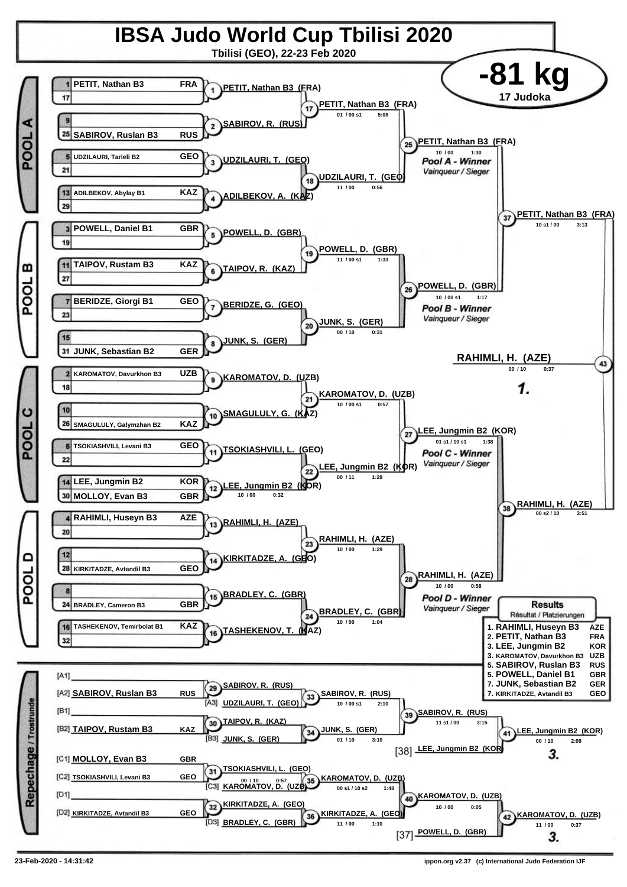# IBSA Judo World Cup Tbilisi 2020

**Tbilisi (GEO), 22-23 Feb 2020**

## -81 kg

17 Judoka

### POOL A

| Seed | Name | Country |
|---|---|---|
| 1 | PETIT, Nathan B3 | FRA |
| 17 | | |
| 9 | | |
| 25 | SABIROV, Ruslan B3 | RUS |
| 5 | UDZILAURI, Tarieli B2 | GEO |
| 21 | | |
| 13 | ADILBEKOV, Abylay B1 | KAZ |
| 29 | | |

- (1) PETIT, Nathan B3 (FRA)
- (2) SABIROV, R. (RUS)
- (3) UDZILAURI, T. (GEO)
- (4) ADILBEKOV, A. (KAZ)
- (17) PETIT, Nathan B3 (FRA) — 01 / 00 s1 — 5:08
- (18) UDZILAURI, T. (GEO) — 11 / 00 — 0:56
- (25) PETIT, Nathan B3 (FRA) — 10 / 00 — 1:30 — *Pool A - Winner* / Vainqueur / Sieger

### POOL B

| Seed | Name | Country |
|---|---|---|
| 3 | POWELL, Daniel B1 | GBR |
| 19 | | |
| 11 | TAIPOV, Rustam B3 | KAZ |
| 27 | | |
| 7 | BERIDZE, Giorgi B1 | GEO |
| 23 | | |
| 15 | | |
| 31 | JUNK, Sebastian B2 | GER |

- (5) POWELL, D. (GBR)
- (6) TAIPOV, R. (KAZ)
- (7) BERIDZE, G. (GEO)
- (8) JUNK, S. (GER)
- (19) POWELL, D. (GBR) — 11 / 00 s1 — 1:33
- (20) JUNK, S. (GER) — 00 / 10 — 0:31
- (26) POWELL, D. (GBR) — 10 / 00 s1 — 1:17 — *Pool B - Winner* / Vainqueur / Sieger

### POOL C

| Seed | Name | Country |
|---|---|---|
| 2 | KAROMATOV, Davurkhon B3 | UZB |
| 18 | | |
| 10 | | |
| 26 | SMAGULULY, Galymzhan B2 | KAZ |
| 6 | TSOKIASHVILI, Levani B3 | GEO |
| 22 | | |
| 14 | LEE, Jungmin B2 | KOR |
| 30 | MOLLOY, Evan B3 | GBR |

- (9) KAROMATOV, D. (UZB)
- (10) SMAGULULY, G. (KAZ)
- (11) TSOKIASHVILI, L. (GEO)
- (12) LEE, Jungmin B2 (KOR) — 10 / 00 — 0:32
- (21) KAROMATOV, D. (UZB) — 10 / 00 s1 — 0:57
- (22) LEE, Jungmin B2 (KOR) — 00 / 11 — 1:29
- (27) LEE, Jungmin B2 (KOR) — 01 s1 / 10 s1 — 1:38 — *Pool C - Winner* / Vainqueur / Sieger

### POOL D

| Seed | Name | Country |
|---|---|---|
| 4 | RAHIMLI, Huseyn B3 | AZE |
| 20 | | |
| 12 | | |
| 28 | KIRKITADZE, Avtandil B3 | GEO |
| 8 | | |
| 24 | BRADLEY, Cameron B3 | GBR |
| 16 | TASHEKENOV, Temirbolat B1 | KAZ |
| 32 | | |

- (13) RAHIMLI, H. (AZE)
- (14) KIRKITADZE, A. (GEO)
- (15) BRADLEY, C. (GBR)
- (16) TASHEKENOV, T. (KAZ)
- (23) RAHIMLI, H. (AZE) — 10 / 00 — 1:29
- (24) BRADLEY, C. (GBR) — 10 / 00 — 1:04
- (28) RAHIMLI, H. (AZE) — 10 / 00 — 0:58 — *Pool D - Winner* / Vainqueur / Sieger

### Semi-finals and Final

- (37) PETIT, Nathan B3 (FRA) — 10 s1 / 00 — 3:13
- (38) RAHIMLI, H. (AZE) — 00 s2 / 10 — 3:51
- (43) RAHIMLI, H. (AZE) — 00 / 10 — 0:37 — **1.**

### Repechage / Trostrunde

- [A1]
- [A2] SABIROV, Ruslan B3 — RUS
- [B1]
- [B2] TAIPOV, Rustam B3 — KAZ
- [C1] MOLLOY, Evan B3 — GBR
- [C2] TSOKIASHVILI, Levani B3 — GEO
- [D1]
- [D2] KIRKITADZE, Avtandil B3 — GEO

- (29) SABIROV, R. (RUS)
- [A3] UDZILAURI, T. (GEO)
- (33) SABIROV, R. (RUS) — 10 / 00 s1 — 2:10
- (30) TAIPOV, R. (KAZ)
- [B3] JUNK, S. (GER)
- (34) JUNK, S. (GER) — 01 / 10 — 3:10
- (39) SABIROV, R. (RUS) — 11 s1 / 00 — 3:15
- [38] LEE, Jungmin B2 (KOR)
- (41) LEE, Jungmin B2 (KOR) — 00 / 10 — 2:09 — **3.**
- (31) TSOKIASHVILI, L. (GEO) — 00 / 10 — 0:57
- [C3] KAROMATOV, D. (UZB)
- (35) KAROMATOV, D. (UZB) — 00 s1 / 10 s2 — 1:48
- (32) KIRKITADZE, A. (GEO)
- [D3] BRADLEY, C. (GBR)
- (36) KIRKITADZE, A. (GEO) — 11 / 00 — 1:10
- (40) KAROMATOV, D. (UZB) — 10 / 00 — 0:05
- [37] POWELL, D. (GBR)
- (42) KAROMATOV, D. (UZB) — 11 / 00 — 0:37 — **3.**

### Results
Résultat / Platzierungen

| Place | Name | Country |
|---|---|---|
| 1. | RAHIMLI, Huseyn B3 | AZE |
| 2. | PETIT, Nathan B3 | FRA |
| 3. | LEE, Jungmin B2 | KOR |
| 3. | KAROMATOV, Davurkhon B3 | UZB |
| 5. | SABIROV, Ruslan B3 | RUS |
| 5. | POWELL, Daniel B1 | GBR |
| 7. | JUNK, Sebastian B2 | GER |
| 7. | KIRKITADZE, Avtandil B3 | GEO |

23-Feb-2020 - 14:31:42 — ippon.org v2.37 (c) International Judo Federation IJF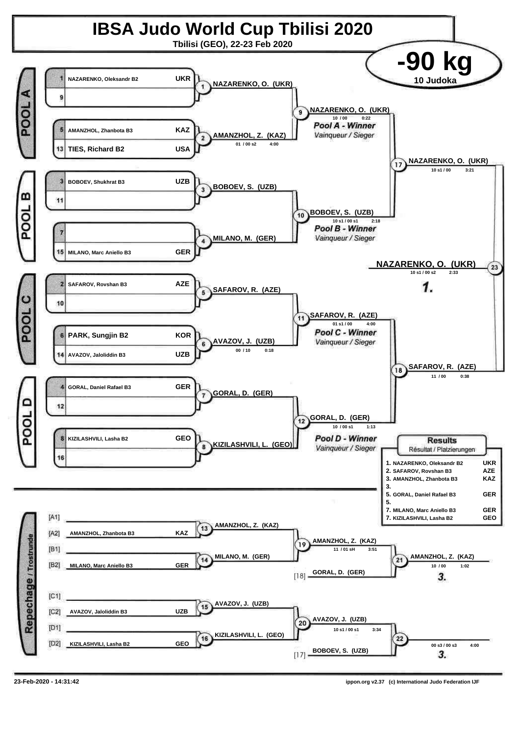# IBSA Judo World Cup Tbilisi 2020

Tbilisi (GEO), 22-23 Feb 2020

## -90 kg

10 Judoka

### Pool A

| Seed | Name | Country |
|---|---|---|
| 1 | NAZARENKO, Oleksandr B2 | UKR |
| 9 | | |
| 5 | AMANZHOL, Zhanbota B3 | KAZ |
| 13 | TIES, Richard B2 | USA |

- Contest 1: NAZARENKO, O. (UKR)
- Contest 2: AMANZHOL, Z. (KAZ) — 01 / 00 s2 — 4:00
- Contest 9: NAZARENKO, O. (UKR) — 10 / 00 — 0:22 — *Pool A - Winner* / *Vainqueur / Sieger*

### Pool B

| Seed | Name | Country |
|---|---|---|
| 3 | BOBOEV, Shukhrat B3 | UZB |
| 11 | | |
| 7 | | |
| 15 | MILANO, Marc Aniello B3 | GER |

- Contest 3: BOBOEV, S. (UZB)
- Contest 4: MILANO, M. (GER)
- Contest 10: BOBOEV, S. (UZB) — 10 s1 / 00 s1 — 2:18 — *Pool B - Winner* / *Vainqueur / Sieger*

### Pool C

| Seed | Name | Country |
|---|---|---|
| 2 | SAFAROV, Rovshan B3 | AZE |
| 10 | | |
| 6 | PARK, Sungjin B2 | KOR |
| 14 | AVAZOV, Jaloliddin B3 | UZB |

- Contest 5: SAFAROV, R. (AZE)
- Contest 6: AVAZOV, J. (UZB) — 00 / 10 — 0:18
- Contest 11: SAFAROV, R. (AZE) — 01 s1 / 00 — 4:00 — *Pool C - Winner* / *Vainqueur / Sieger*

### Pool D

| Seed | Name | Country |
|---|---|---|
| 4 | GORAL, Daniel Rafael B3 | GER |
| 12 | | |
| 8 | KIZILASHVILI, Lasha B2 | GEO |
| 16 | | |

- Contest 7: GORAL, D. (GER)
- Contest 8: KIZILASHVILI, L. (GEO)
- Contest 12: GORAL, D. (GER) — 10 / 00 s1 — 1:13 — *Pool D - Winner* / *Vainqueur / Sieger*

### Semi-finals and Final

- Contest 17: NAZARENKO, O. (UKR) — 10 s1 / 00 — 3:21
- Contest 18: SAFAROV, R. (AZE) — 11 / 00 — 0:38
- Contest 23: NAZARENKO, O. (UKR) — 10 s1 / 00 s2 — 2:33 — **1.**

### Repechage / Trostrunde

| Slot | Name | Country |
|---|---|---|
| [A1] | | |
| [A2] | AMANZHOL, Zhanbota B3 | KAZ |
| [B1] | | |
| [B2] | MILANO, Marc Aniello B3 | GER |
| [C1] | | |
| [C2] | AVAZOV, Jaloliddin B3 | UZB |
| [D1] | | |
| [D2] | KIZILASHVILI, Lasha B2 | GEO |

- Contest 13: AMANZHOL, Z. (KAZ)
- Contest 14: MILANO, M. (GER)
- Contest 19: AMANZHOL, Z. (KAZ) — 11 / 01 sH — 3:51
- [18] GORAL, D. (GER)
- Contest 21: AMANZHOL, Z. (KAZ) — 10 / 00 — 1:02 — **3.**
- Contest 15: AVAZOV, J. (UZB)
- Contest 16: KIZILASHVILI, L. (GEO)
- Contest 20: AVAZOV, J. (UZB) — 10 s1 / 00 s1 — 3:34
- [17] BOBOEV, S. (UZB)
- Contest 22: 00 s3 / 00 s3 — 4:00 — **3.**

### Results

Résultat / Platzierungen

| Place | Name | Country |
|---|---|---|
| 1. | NAZARENKO, Oleksandr B2 | UKR |
| 2. | SAFAROV, Rovshan B3 | AZE |
| 3. | AMANZHOL, Zhanbota B3 | KAZ |
| 3. | | |
| 5. | GORAL, Daniel Rafael B3 | GER |
| 5. | | |
| 7. | MILANO, Marc Aniello B3 | GER |
| 7. | KIZILASHVILI, Lasha B2 | GEO |

23-Feb-2020 - 14:31:42

ippon.org v2.37 (c) International Judo Federation IJF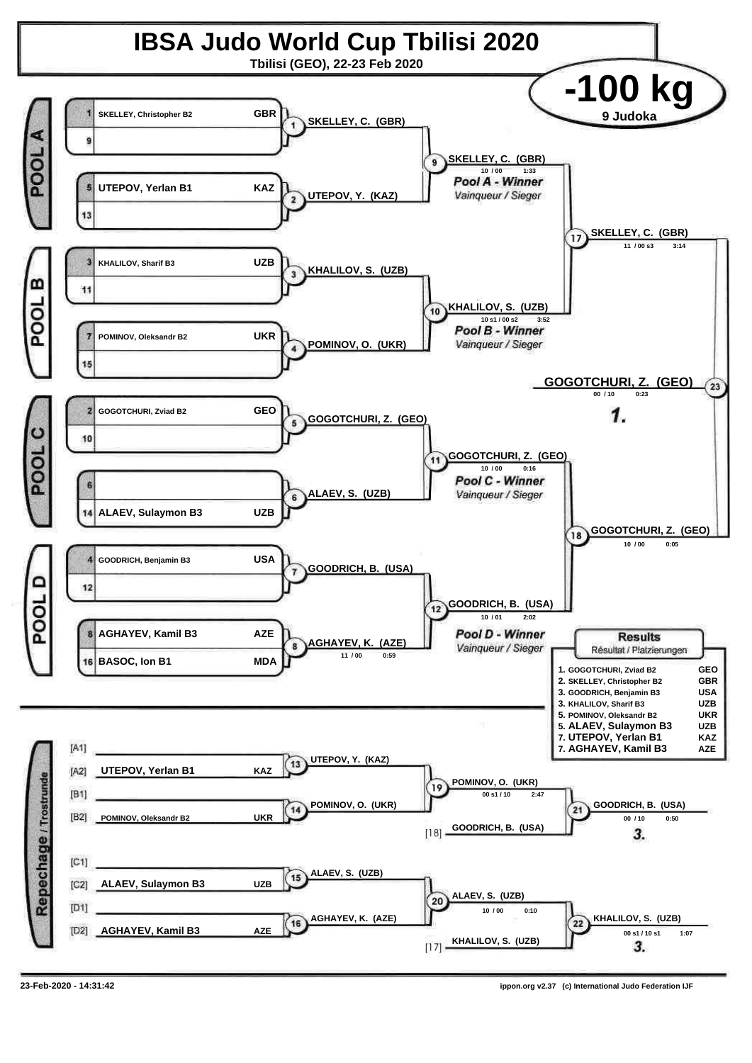# IBSA Judo World Cup Tbilisi 2020

**Tbilisi (GEO), 22-23 Feb 2020**

## -100 kg

**9 Judoka**

### POOL A

| Seed | Name | Country |
|---|---|---|
| 1 | SKELLEY, Christopher B2 | GBR |
| 9 | | |
| 5 | UTEPOV, Yerlan B1 | KAZ |
| 13 | | |

- (1) SKELLEY, C. (GBR)
- (2) UTEPOV, Y. (KAZ)
- (9) SKELLEY, C. (GBR) — 10 / 00 — 1:33 — *Pool A - Winner* / *Vainqueur / Sieger*

### POOL B

| Seed | Name | Country |
|---|---|---|
| 3 | KHALILOV, Sharif B3 | UZB |
| 11 | | |
| 7 | POMINOV, Oleksandr B2 | UKR |
| 15 | | |

- (3) KHALILOV, S. (UZB)
- (4) POMINOV, O. (UKR)
- (10) KHALILOV, S. (UZB) — 10 s1 / 00 s2 — 3:52 — *Pool B - Winner* / *Vainqueur / Sieger*

### POOL C

| Seed | Name | Country |
|---|---|---|
| 2 | GOGOTCHURI, Zviad B2 | GEO |
| 10 | | |
| 6 | | |
| 14 | ALAEV, Sulaymon B3 | UZB |

- (5) GOGOTCHURI, Z. (GEO)
- (6) ALAEV, S. (UZB)
- (11) GOGOTCHURI, Z. (GEO) — 10 / 00 — 0:16 — *Pool C - Winner* / *Vainqueur / Sieger*

### POOL D

| Seed | Name | Country |
|---|---|---|
| 4 | GOODRICH, Benjamin B3 | USA |
| 12 | | |
| 8 | AGHAYEV, Kamil B3 | AZE |
| 16 | BASOC, Ion B1 | MDA |

- (7) GOODRICH, B. (USA)
- (8) AGHAYEV, K. (AZE) — 11 / 00 — 0:59
- (12) GOODRICH, B. (USA) — 10 / 01 — 2:02 — *Pool D - Winner* / *Vainqueur / Sieger*

### Semi-finals and Final

- (17) SKELLEY, C. (GBR) — 11 / 00 s3 — 3:14
- (18) GOGOTCHURI, Z. (GEO) — 10 / 00 — 0:05
- (23) GOGOTCHURI, Z. (GEO) — 00 / 10 — 0:23 — **1.**

### Repechage / Trostrunde

- [A1]
- [A2] UTEPOV, Yerlan B1 — KAZ
- [B1]
- [B2] POMINOV, Oleksandr B2 — UKR
- (13) UTEPOV, Y. (KAZ)
- (14) POMINOV, O. (UKR)
- (19) POMINOV, O. (UKR) — 00 s1 / 10 — 2:47
- [18] GOODRICH, B. (USA)
- (21) GOODRICH, B. (USA) — 00 / 10 — 0:50 — **3.**

- [C1]
- [C2] ALAEV, Sulaymon B3 — UZB
- [D1]
- [D2] AGHAYEV, Kamil B3 — AZE
- (15) ALAEV, S. (UZB)
- (16) AGHAYEV, K. (AZE)
- (20) ALAEV, S. (UZB) — 10 / 00 — 0:10
- [17] KHALILOV, S. (UZB)
- (22) KHALILOV, S. (UZB) — 00 s1 / 10 s1 — 1:07 — **3.**

### Results
*Résultat / Platzierungen*

| Place | Name | Country |
|---|---|---|
| 1. | GOGOTCHURI, Zviad B2 | GEO |
| 2. | SKELLEY, Christopher B2 | GBR |
| 3. | GOODRICH, Benjamin B3 | USA |
| 3. | KHALILOV, Sharif B3 | UZB |
| 5. | POMINOV, Oleksandr B2 | UKR |
| 5. | ALAEV, Sulaymon B3 | UZB |
| 7. | UTEPOV, Yerlan B1 | KAZ |
| 7. | AGHAYEV, Kamil B3 | AZE |

23-Feb-2020 - 14:31:42

ippon.org v2.37 (c) International Judo Federation IJF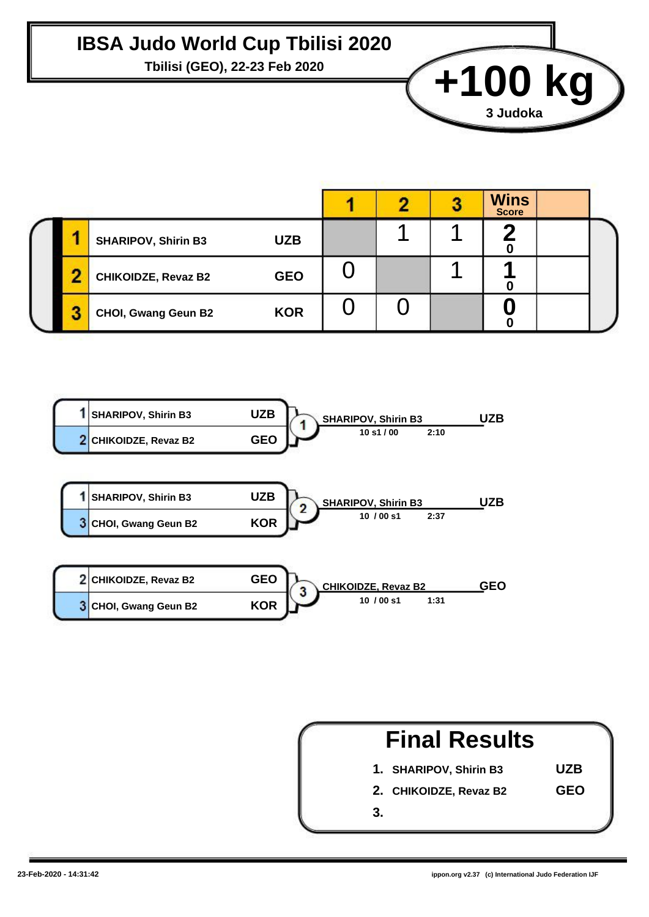# IBSA Judo World Cup Tbilisi 2020

**Tbilisi (GEO), 22-23 Feb 2020**

## +100 kg

**3 Judoka**

| # | Name | Country | 1 | 2 | 3 | Wins / Score | |
|---|---|---|---|---|---|---|---|
| 1 | SHARIPOV, Shirin B3 | UZB | | 1 | 1 | 2 / 0 | |
| 2 | CHIKOIDZE, Revaz B2 | GEO | 0 | | 1 | 1 / 0 | |
| 3 | CHOI, Gwang Geun B2 | KOR | 0 | 0 | | 0 / 0 | |

| Contest | Judoka 1 | Judoka 2 | Winner | Score | Time |
|---|---|---|---|---|---|
| 1 | 1 SHARIPOV, Shirin B3 (UZB) | 2 CHIKOIDZE, Revaz B2 (GEO) | SHARIPOV, Shirin B3 (UZB) | 10 s1 / 00 | 2:10 |
| 2 | 1 SHARIPOV, Shirin B3 (UZB) | 3 CHOI, Gwang Geun B2 (KOR) | SHARIPOV, Shirin B3 (UZB) | 10 / 00 s1 | 2:37 |
| 3 | 2 CHIKOIDZE, Revaz B2 (GEO) | 3 CHOI, Gwang Geun B2 (KOR) | CHIKOIDZE, Revaz B2 (GEO) | 10 / 00 s1 | 1:31 |

## Final Results

1. SHARIPOV, Shirin B3 — UZB
2. CHIKOIDZE, Revaz B2 — GEO
3.

23-Feb-2020 - 14:31:42

ippon.org v2.37 (c) International Judo Federation IJF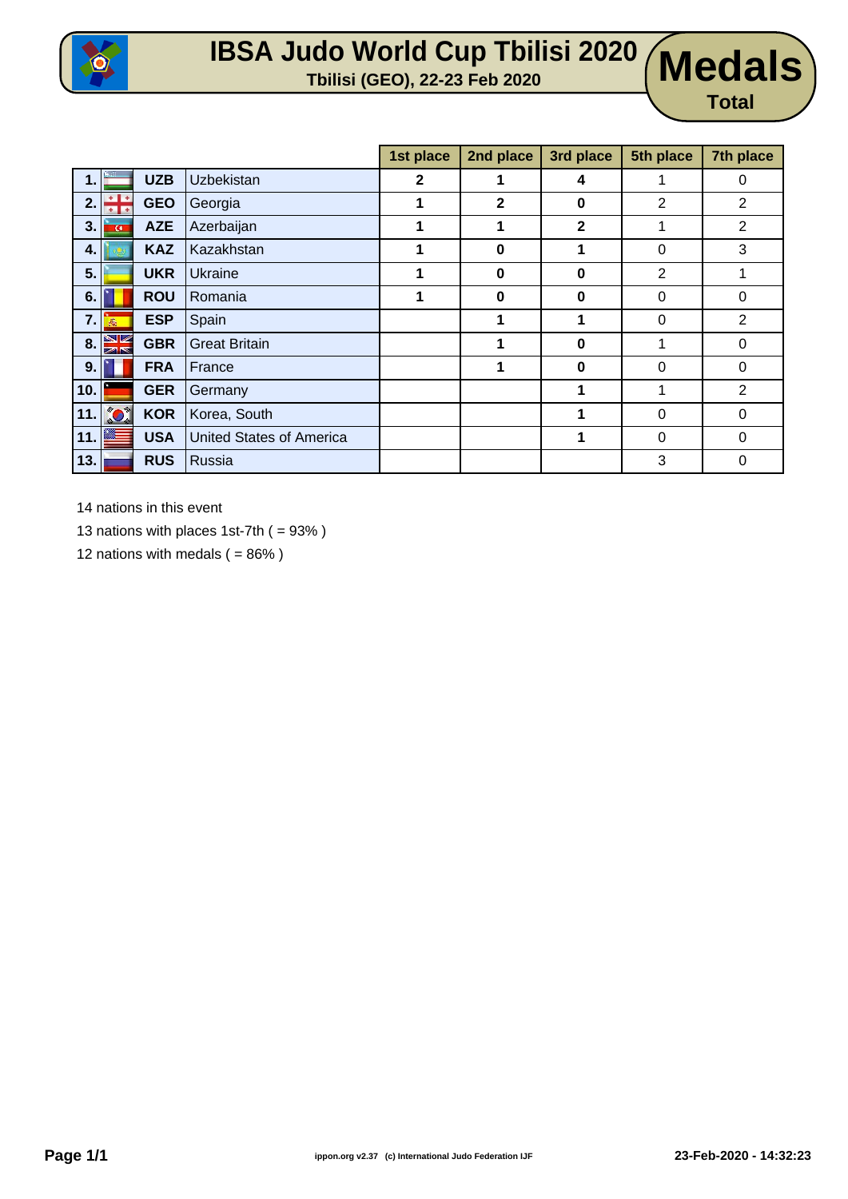# IBSA Judo World Cup Tbilisi 2020

**Tbilisi (GEO), 22-23 Feb 2020**

## Medals

**Total**

| | | | 1st place | 2nd place | 3rd place | 5th place | 7th place |
|---|---|---|---|---|---|---|---|
| 1. | UZB | Uzbekistan | 2 | 1 | 4 | 1 | 0 |
| 2. | GEO | Georgia | 1 | 2 | 0 | 2 | 2 |
| 3. | AZE | Azerbaijan | 1 | 1 | 2 | 1 | 2 |
| 4. | KAZ | Kazakhstan | 1 | 0 | 1 | 0 | 3 |
| 5. | UKR | Ukraine | 1 | 0 | 0 | 2 | 1 |
| 6. | ROU | Romania | 1 | 0 | 0 | 0 | 0 |
| 7. | ESP | Spain | | 1 | 1 | 0 | 2 |
| 8. | GBR | Great Britain | | 1 | 0 | 1 | 0 |
| 9. | FRA | France | | 1 | 0 | 0 | 0 |
| 10. | GER | Germany | | | 1 | 1 | 2 |
| 11. | KOR | Korea, South | | | 1 | 0 | 0 |
| 11. | USA | United States of America | | | 1 | 0 | 0 |
| 13. | RUS | Russia | | | | 3 | 0 |

14 nations in this event

13 nations with places 1st-7th ( = 93% )

12 nations with medals ( = 86% )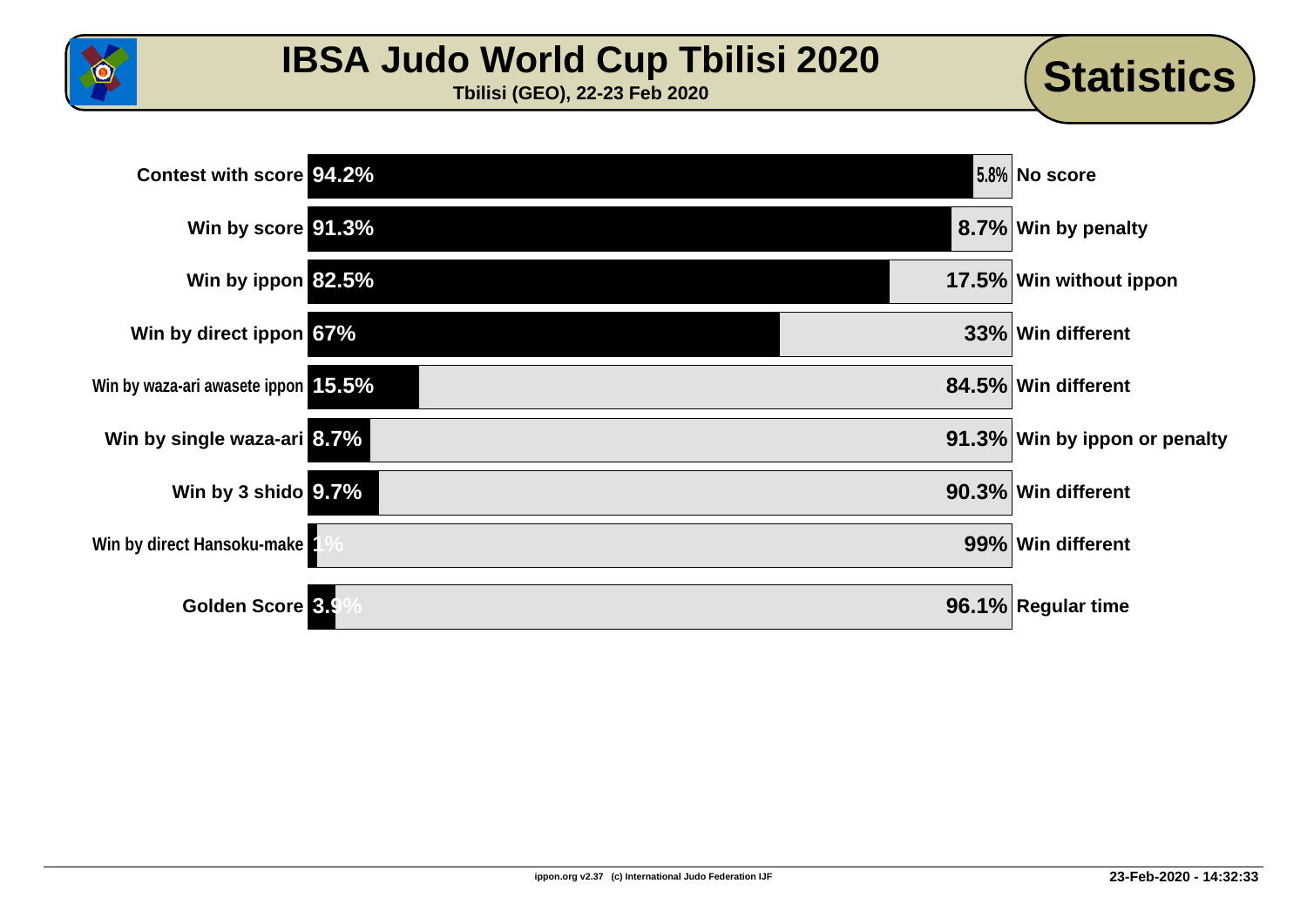# IBSA Judo World Cup Tbilisi 2020

**Tbilisi (GEO), 22-23 Feb 2020**

## Statistics

| Category | % | % | Category |
|---|---|---|---|
| Contest with score | 94.2% | 5.8% | No score |
| Win by score | 91.3% | 8.7% | Win by penalty |
| Win by ippon | 82.5% | 17.5% | Win without ippon |
| Win by direct ippon | 67% | 33% | Win different |
| Win by waza-ari awasete ippon | 15.5% | 84.5% | Win different |
| Win by single waza-ari | 8.7% | 91.3% | Win by ippon or penalty |
| Win by 3 shido | 9.7% | 90.3% | Win different |
| Win by direct Hansoku-make | 1% | 99% | Win different |
| Golden Score | 3.9% | 96.1% | Regular time |

ippon.org v2.37 (c) International Judo Federation IJF

23-Feb-2020 - 14:32:33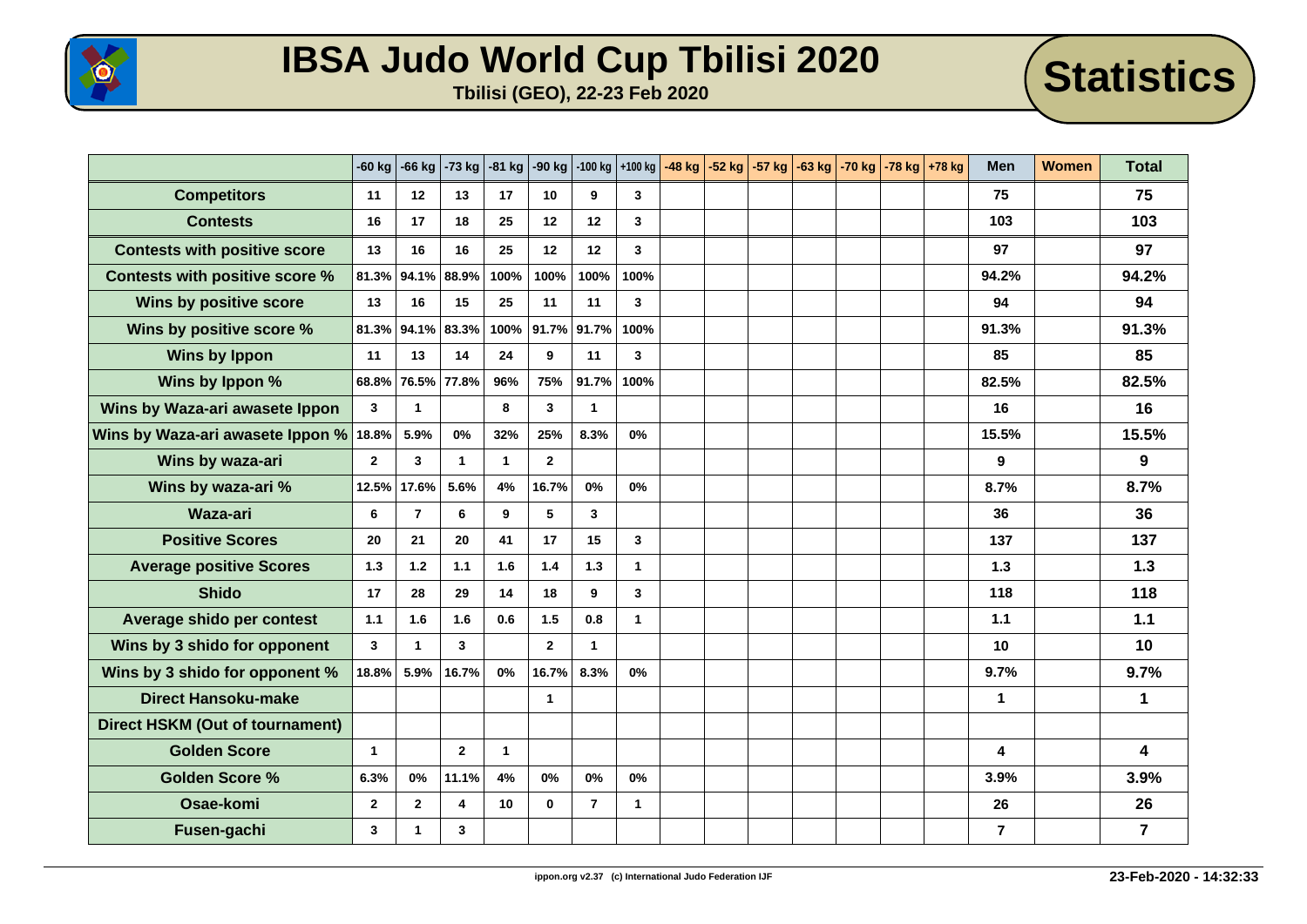# IBSA Judo World Cup Tbilisi 2020

**Tbilisi (GEO), 22-23 Feb 2020**

**Statistics**

| | -60 kg | -66 kg | -73 kg | -81 kg | -90 kg | -100 kg | +100 kg | -48 kg | -52 kg | -57 kg | -63 kg | -70 kg | -78 kg | +78 kg | Men | Women | Total |
|---|---|---|---|---|---|---|---|---|---|---|---|---|---|---|---|---|---|
| **Competitors** | 11 | 12 | 13 | 17 | 10 | 9 | 3 | | | | | | | | 75 | | 75 |
| **Contests** | 16 | 17 | 18 | 25 | 12 | 12 | 3 | | | | | | | | 103 | | 103 |
| **Contests with positive score** | 13 | 16 | 16 | 25 | 12 | 12 | 3 | | | | | | | | 97 | | 97 |
| **Contests with positive score %** | 81.3% | 94.1% | 88.9% | 100% | 100% | 100% | 100% | | | | | | | | 94.2% | | 94.2% |
| **Wins by positive score** | 13 | 16 | 15 | 25 | 11 | 11 | 3 | | | | | | | | 94 | | 94 |
| **Wins by positive score %** | 81.3% | 94.1% | 83.3% | 100% | 91.7% | 91.7% | 100% | | | | | | | | 91.3% | | 91.3% |
| **Wins by Ippon** | 11 | 13 | 14 | 24 | 9 | 11 | 3 | | | | | | | | 85 | | 85 |
| **Wins by Ippon %** | 68.8% | 76.5% | 77.8% | 96% | 75% | 91.7% | 100% | | | | | | | | 82.5% | | 82.5% |
| **Wins by Waza-ari awasete Ippon** | 3 | 1 | | 8 | 3 | 1 | | | | | | | | | 16 | | 16 |
| **Wins by Waza-ari awasete Ippon %** | 18.8% | 5.9% | 0% | 32% | 25% | 8.3% | 0% | | | | | | | | 15.5% | | 15.5% |
| **Wins by waza-ari** | 2 | 3 | 1 | 1 | 2 | | | | | | | | | | 9 | | 9 |
| **Wins by waza-ari %** | 12.5% | 17.6% | 5.6% | 4% | 16.7% | 0% | 0% | | | | | | | | 8.7% | | 8.7% |
| **Waza-ari** | 6 | 7 | 6 | 9 | 5 | 3 | | | | | | | | | 36 | | 36 |
| **Positive Scores** | 20 | 21 | 20 | 41 | 17 | 15 | 3 | | | | | | | | 137 | | 137 |
| **Average positive Scores** | 1.3 | 1.2 | 1.1 | 1.6 | 1.4 | 1.3 | 1 | | | | | | | | 1.3 | | 1.3 |
| **Shido** | 17 | 28 | 29 | 14 | 18 | 9 | 3 | | | | | | | | 118 | | 118 |
| **Average shido per contest** | 1.1 | 1.6 | 1.6 | 0.6 | 1.5 | 0.8 | 1 | | | | | | | | 1.1 | | 1.1 |
| **Wins by 3 shido for opponent** | 3 | 1 | 3 | | 2 | 1 | | | | | | | | | 10 | | 10 |
| **Wins by 3 shido for opponent %** | 18.8% | 5.9% | 16.7% | 0% | 16.7% | 8.3% | 0% | | | | | | | | 9.7% | | 9.7% |
| **Direct Hansoku-make** | | | | | 1 | | | | | | | | | | 1 | | 1 |
| **Direct HSKM (Out of tournament)** | | | | | | | | | | | | | | | | | |
| **Golden Score** | 1 | | 2 | 1 | | | | | | | | | | | 4 | | 4 |
| **Golden Score %** | 6.3% | 0% | 11.1% | 4% | 0% | 0% | 0% | | | | | | | | 3.9% | | 3.9% |
| **Osae-komi** | 2 | 2 | 4 | 10 | 0 | 7 | 1 | | | | | | | | 26 | | 26 |
| **Fusen-gachi** | 3 | 1 | 3 | | | | | | | | | | | | 7 | | 7 |

ippon.org v2.37 (c) International Judo Federation IJF

23-Feb-2020 - 14:32:33